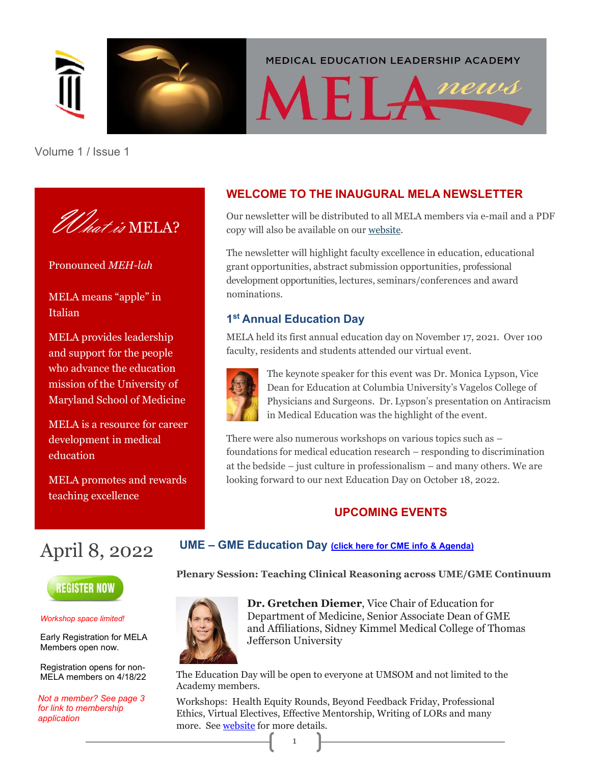# MEDICAL EDUCATION LEADERSHIP ACADEMY

# MELA *news*

Volume 1 / Issue 1

## *What is* MELA?

Pronounced *MEH-lah*

MELA means "apple" in Italian

MELA provides leadership and support for the people who advance the education mission of the University of Maryland School of Medicine

MELA is a resource for career development in medical education

MELA promotes and rewards teaching excellence

## WELCOME TO THE INAUGURAL MELA NEWSLETTER

Our newsletter will be distributed to all MELA members via e-mail and a PDF copy will also be available on our website.

The newsletter will highlight faculty excellence in education, educational grant opportunities, abstract submission opportunities, professional development opportunities, lectures, seminars/conferences and award nominations.

### 1st Annual Education Day

MELA held its first annual education day on November 17, 2021. Over 100 faculty, residents and students attended our virtual event.

The keynote speaker for this event was Dr. Monica Lypson, Vice Dean for Education at Columbia University's Vagelos College of Physicians and Surgeons. Dr. Lypson's presentation on Antiracism in Medical Education was the highlight of the event.

There were also numerous workshops on various topics such as – foundations for medical education research – responding to discrimination at the bedside – just culture in professionalism – and many others. We are looking forward to our next Education Day on October 18, 2022.

## UPCOMING EVENTS

### April 8, 2022

REGISTER NOW

*Workshop space limited!*

Early Registration for MELA Members open now.

Registration opens for non-MELA members on 4/18/22

*Not a member? See page 3 for link to membership application*

### UME – GME Education Day (click here for CME info & Agenda)

**Plenary Session: Teaching Clinical Reasoning across UME/GME Continuum**

**Dr. Gretchen Diemer**, Vice Chair of Education for Department of Medicine, Senior Associate Dean of GME and Affiliations, Sidney Kimmel Medical College of Thomas Jefferson University

The Education Day will be open to everyone at UMSOM and not limited to the Academy members.

Workshops: Health Equity Rounds, Beyond Feedback Friday, Professional Ethics, Virtual Electives, Effective Mentorship, Writing of LORs and many more. See website for more details.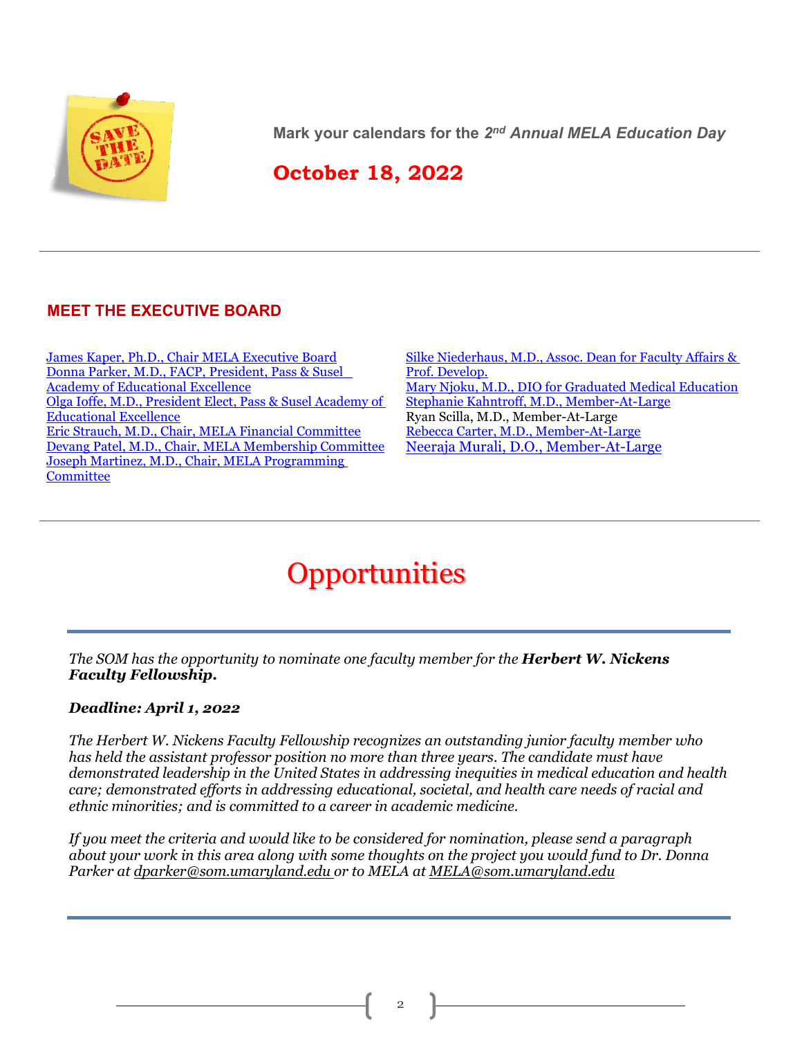Mark your calendars for the 2nd *Annual MELA Education Day*

## October 18, 2022

---

## MEET THE EXECUTIVE BOARD

James Kaper, Ph.D., Chair MELA Executive Board
Donna Parker, M.D., FACP, President, Pass & Susel Academy of Educational Excellence
Olga Ioffe, M.D., President Elect, Pass & Susel Academy of Educational Excellence
Eric Strauch, M.D., Chair, MELA Financial Committee
Devang Patel, M.D., Chair, MELA Membership Committee
Joseph Martinez, M.D., Chair, MELA Programming Committee
Silke Niederhaus, M.D., Assoc. Dean for Faculty Affairs & Prof. Develop.
Mary Njoku, M.D., DIO for Graduated Medical Education
Stephanie Kahntroff, M.D., Member-At-Large
Ryan Scilla, M.D., Member-At-Large
Rebecca Carter, M.D., Member-At-Large
Neeraja Murali, D.O., Member-At-Large

---

# Opportunities

---

*The SOM has the opportunity to nominate one faculty member for the* ***Herbert W. Nickens Faculty Fellowship.***

***Deadline: April 1, 2022***

*The Herbert W. Nickens Faculty Fellowship recognizes an outstanding junior faculty member who has held the assistant professor position no more than three years. The candidate must have demonstrated leadership in the United States in addressing inequities in medical education and health care; demonstrated efforts in addressing educational, societal, and health care needs of racial and ethnic minorities; and is committed to a career in academic medicine.*

*If you meet the criteria and would like to be considered for nomination, please send a paragraph about your work in this area along with some thoughts on the project you would fund to Dr. Donna Parker at dparker@som.umaryland.edu or to MELA at MELA@som.umaryland.edu*

---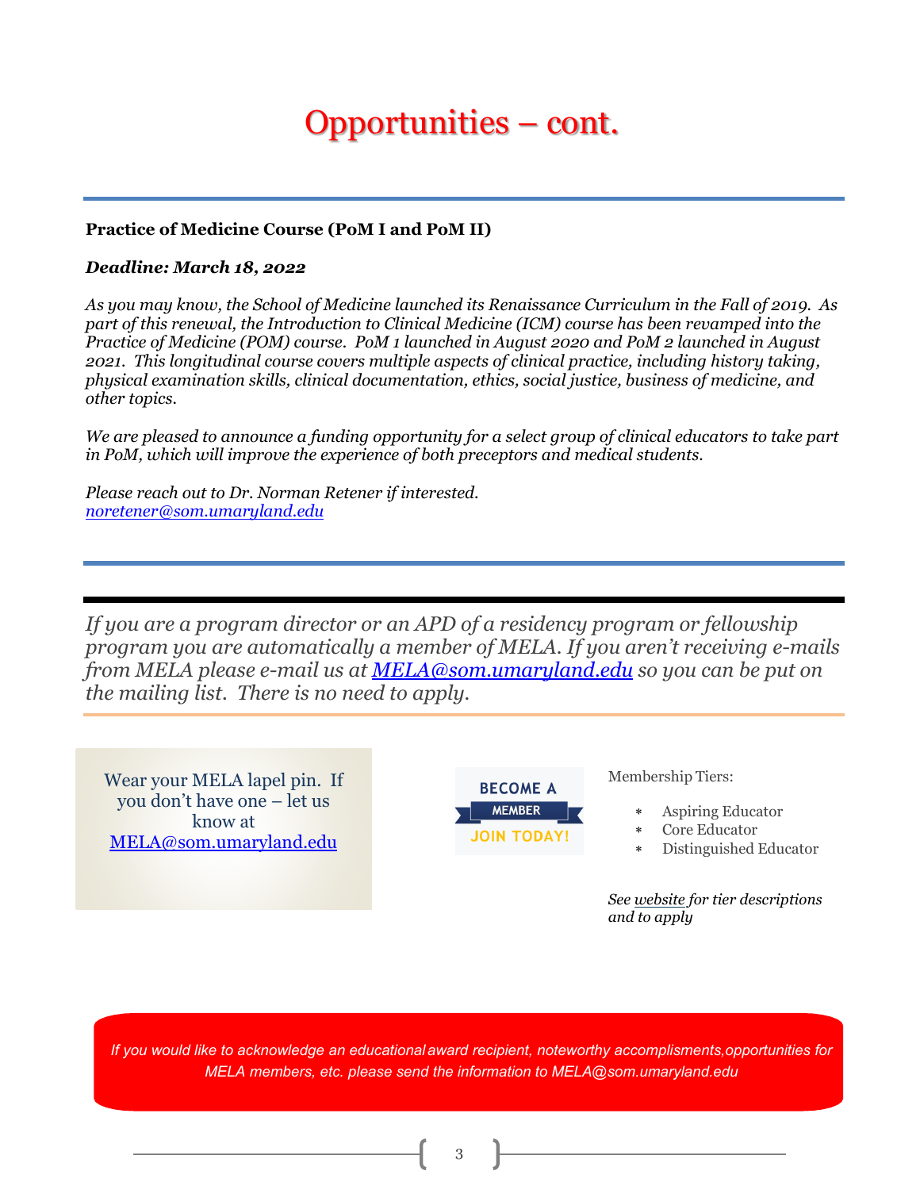# Opportunities – cont.

**Practice of Medicine Course (PoM I and PoM II)**

***Deadline: March 18, 2022***

*As you may know, the School of Medicine launched its Renaissance Curriculum in the Fall of 2019. As part of this renewal, the Introduction to Clinical Medicine (ICM) course has been revamped into the Practice of Medicine (POM) course. PoM 1 launched in August 2020 and PoM 2 launched in August 2021. This longitudinal course covers multiple aspects of clinical practice, including history taking, physical examination skills, clinical documentation, ethics, social justice, business of medicine, and other topics.*

*We are pleased to announce a funding opportunity for a select group of clinical educators to take part in PoM, which will improve the experience of both preceptors and medical students.*

*Please reach out to Dr. Norman Retener if interested.*
*noretener@som.umaryland.edu*

*If you are a program director or an APD of a residency program or fellowship program you are automatically a member of MELA. If you aren't receiving e-mails from MELA please e-mail us at MELA@som.umaryland.edu so you can be put on the mailing list. There is no need to apply.*

Wear your MELA lapel pin. If you don't have one – let us know at MELA@som.umaryland.edu

BECOME A MEMBER JOIN TODAY!

Membership Tiers:

- Aspiring Educator
- Core Educator
- Distinguished Educator

*See website for tier descriptions and to apply*

*If you would like to acknowledge an educational award recipient, noteworthy accomplisments,opportunities for MELA members, etc. please send the information to MELA@som.umaryland.edu*